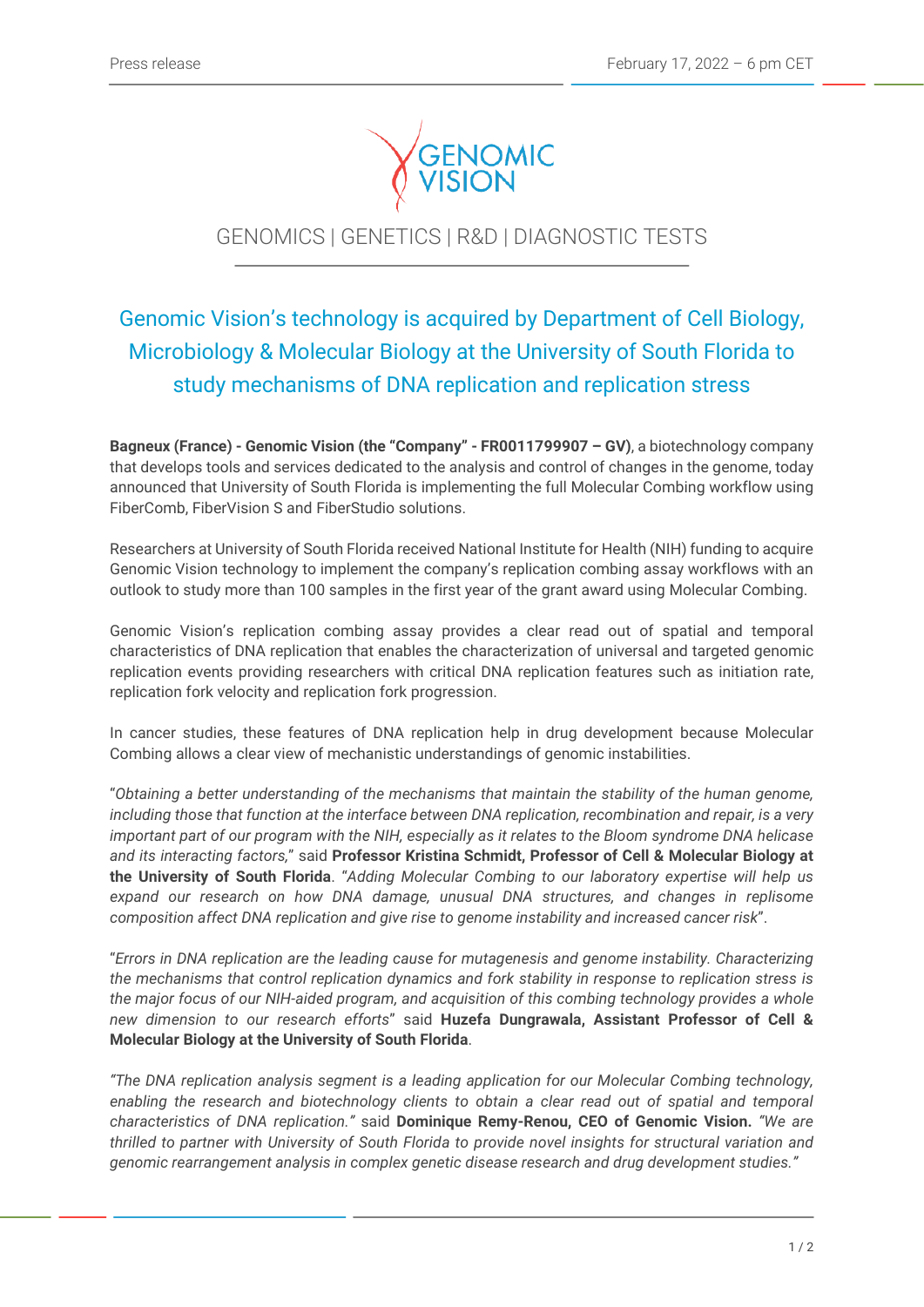Press release

February 17, 2022 – 6 pm CET

GENOMIC VISION

GENOMICS | GENETICS | R&D | DIAGNOSTIC TESTS

# Genomic Vision's technology is acquired by Department of Cell Biology, Microbiology & Molecular Biology at the University of South Florida to study mechanisms of DNA replication and replication stress

**Bagneux (France) - Genomic Vision (the "Company" - FR0011799907 – GV)**, a biotechnology company that develops tools and services dedicated to the analysis and control of changes in the genome, today announced that University of South Florida is implementing the full Molecular Combing workflow using FiberComb, FiberVision S and FiberStudio solutions.

Researchers at University of South Florida received National Institute for Health (NIH) funding to acquire Genomic Vision technology to implement the company's replication combing assay workflows with an outlook to study more than 100 samples in the first year of the grant award using Molecular Combing.

Genomic Vision's replication combing assay provides a clear read out of spatial and temporal characteristics of DNA replication that enables the characterization of universal and targeted genomic replication events providing researchers with critical DNA replication features such as initiation rate, replication fork velocity and replication fork progression.

In cancer studies, these features of DNA replication help in drug development because Molecular Combing allows a clear view of mechanistic understandings of genomic instabilities.

"*Obtaining a better understanding of the mechanisms that maintain the stability of the human genome, including those that function at the interface between DNA replication, recombination and repair, is a very important part of our program with the NIH, especially as it relates to the Bloom syndrome DNA helicase and its interacting factors,*" said **Professor Kristina Schmidt, Professor of Cell & Molecular Biology at the University of South Florida**. "*Adding Molecular Combing to our laboratory expertise will help us expand our research on how DNA damage, unusual DNA structures, and changes in replisome composition affect DNA replication and give rise to genome instability and increased cancer risk*".

"*Errors in DNA replication are the leading cause for mutagenesis and genome instability. Characterizing the mechanisms that control replication dynamics and fork stability in response to replication stress is the major focus of our NIH-aided program, and acquisition of this combing technology provides a whole new dimension to our research efforts*" said **Huzefa Dungrawala, Assistant Professor of Cell & Molecular Biology at the University of South Florida**.

*"The DNA replication analysis segment is a leading application for our Molecular Combing technology, enabling the research and biotechnology clients to obtain a clear read out of spatial and temporal characteristics of DNA replication."* said **Dominique Remy-Renou, CEO of Genomic Vision.** *"We are thrilled to partner with University of South Florida to provide novel insights for structural variation and genomic rearrangement analysis in complex genetic disease research and drug development studies."*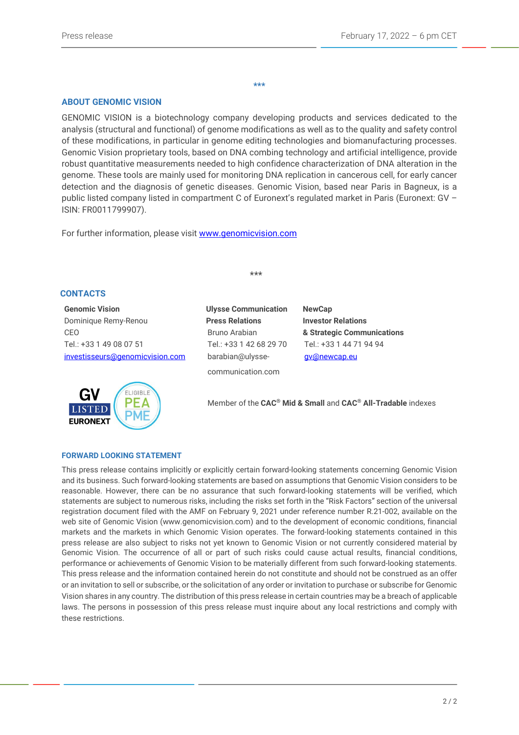\*\*\*

## ABOUT GENOMIC VISION

GENOMIC VISION is a biotechnology company developing products and services dedicated to the analysis (structural and functional) of genome modifications as well as to the quality and safety control of these modifications, in particular in genome editing technologies and biomanufacturing processes. Genomic Vision proprietary tools, based on DNA combing technology and artificial intelligence, provide robust quantitative measurements needed to high confidence characterization of DNA alteration in the genome. These tools are mainly used for monitoring DNA replication in cancerous cell, for early cancer detection and the diagnosis of genetic diseases. Genomic Vision, based near Paris in Bagneux, is a public listed company listed in compartment C of Euronext's regulated market in Paris (Euronext: GV – ISIN: FR0011799907).

For further information, please visit [www.genomicvision.com](www.genomicvision.com)

\*\*\*

## CONTACTS

**Genomic Vision**
Dominique Remy-Renou
CEO
Tel.: +33 1 49 08 07 51
investisseurs@genomicvision.com

**Ulysse Communication**
**Press Relations**
Bruno Arabian
Tel.: +33 1 42 68 29 70
barabian@ulysse-communication.com

**NewCap**
**Investor Relations**
**& Strategic Communications**
Tel.: +33 1 44 71 94 94
gv@newcap.eu

GV LISTED EURONEXT — ELIGIBLE PEA PME

Member of the **CAC® Mid & Small** and **CAC® All-Tradable** indexes

### FORWARD LOOKING STATEMENT

This press release contains implicitly or explicitly certain forward-looking statements concerning Genomic Vision and its business. Such forward-looking statements are based on assumptions that Genomic Vision considers to be reasonable. However, there can be no assurance that such forward-looking statements will be verified, which statements are subject to numerous risks, including the risks set forth in the "Risk Factors" section of the universal registration document filed with the AMF on February 9, 2021 under reference number R.21-002, available on the web site of Genomic Vision (www.genomicvision.com) and to the development of economic conditions, financial markets and the markets in which Genomic Vision operates. The forward-looking statements contained in this press release are also subject to risks not yet known to Genomic Vision or not currently considered material by Genomic Vision. The occurrence of all or part of such risks could cause actual results, financial conditions, performance or achievements of Genomic Vision to be materially different from such forward-looking statements. This press release and the information contained herein do not constitute and should not be construed as an offer or an invitation to sell or subscribe, or the solicitation of any order or invitation to purchase or subscribe for Genomic Vision shares in any country. The distribution of this press release in certain countries may be a breach of applicable laws. The persons in possession of this press release must inquire about any local restrictions and comply with these restrictions.